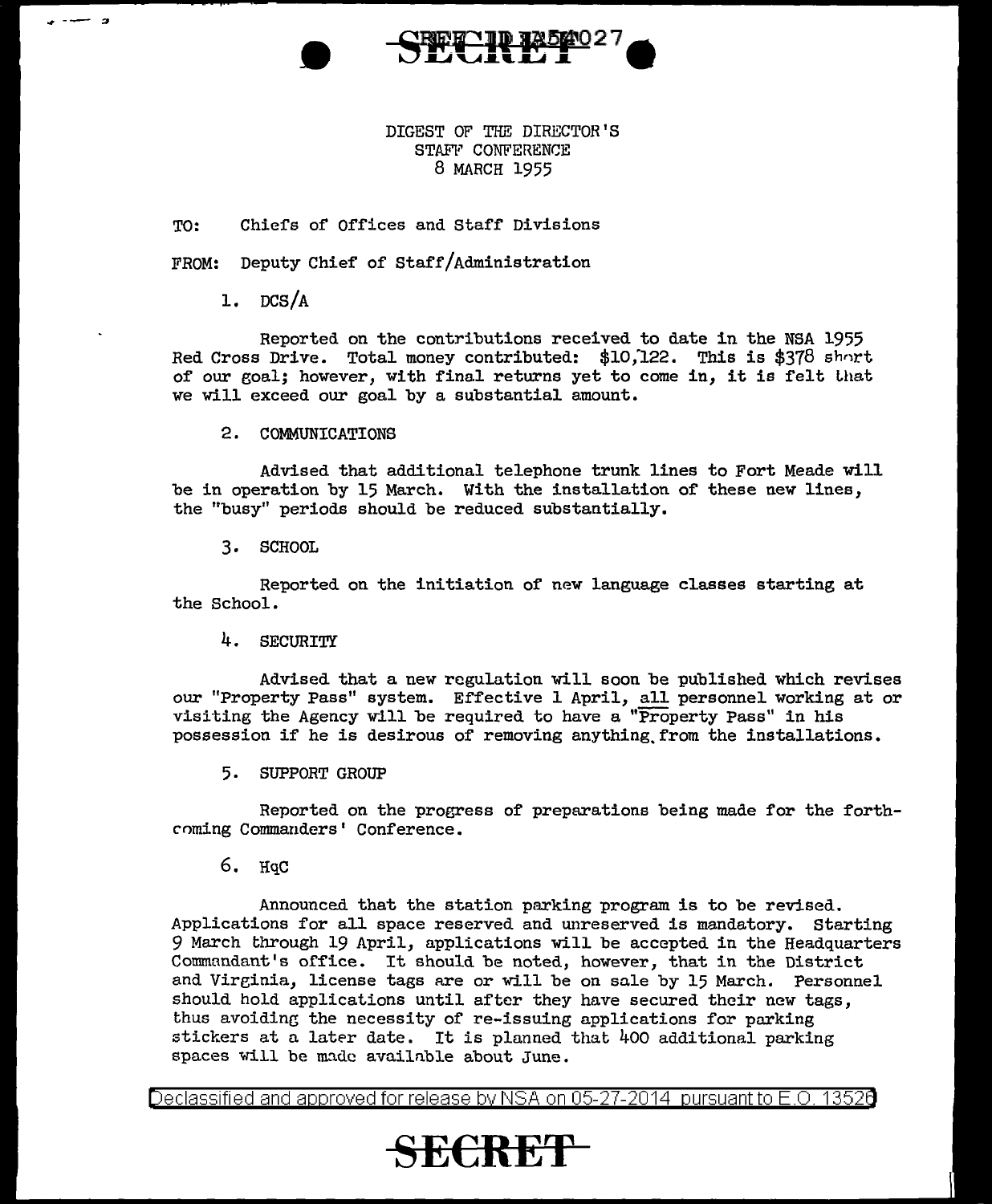DIGEST OF THE DIRECTOR'S
STAFF CONFERENCE
8 MARCH 1955

TO: Chiefs of Offices and Staff Divisions

FROM: Deputy Chief of Staff/Administration

1. DCS/A

Reported on the contributions received to date in the NSA 1955 Red Cross Drive. Total money contributed: $10,122. This is $378 short of our goal; however, with final returns yet to come in, it is felt that we will exceed our goal by a substantial amount.

2. COMMUNICATIONS

Advised that additional telephone trunk lines to Fort Meade will be in operation by 15 March. With the installation of these new lines, the "busy" periods should be reduced substantially.

3. SCHOOL

Reported on the initiation of new language classes starting at the School.

4. SECURITY

Advised that a new regulation will soon be published which revises our "Property Pass" system. Effective 1 April, all personnel working at or visiting the Agency will be required to have a "Property Pass" in his possession if he is desirous of removing anything from the installations.

5. SUPPORT GROUP

Reported on the progress of preparations being made for the forthcoming Commanders' Conference.

6. HqC

Announced that the station parking program is to be revised. Applications for all space reserved and unreserved is mandatory. Starting 9 March through 19 April, applications will be accepted in the Headquarters Commandant's office. It should be noted, however, that in the District and Virginia, license tags are or will be on sale by 15 March. Personnel should hold applications until after they have secured their new tags, thus avoiding the necessity of re-issuing applications for parking stickers at a later date. It is planned that 400 additional parking spaces will be made available about June.

Declassified and approved for release by NSA on 05-27-2014 pursuant to E.O. 13526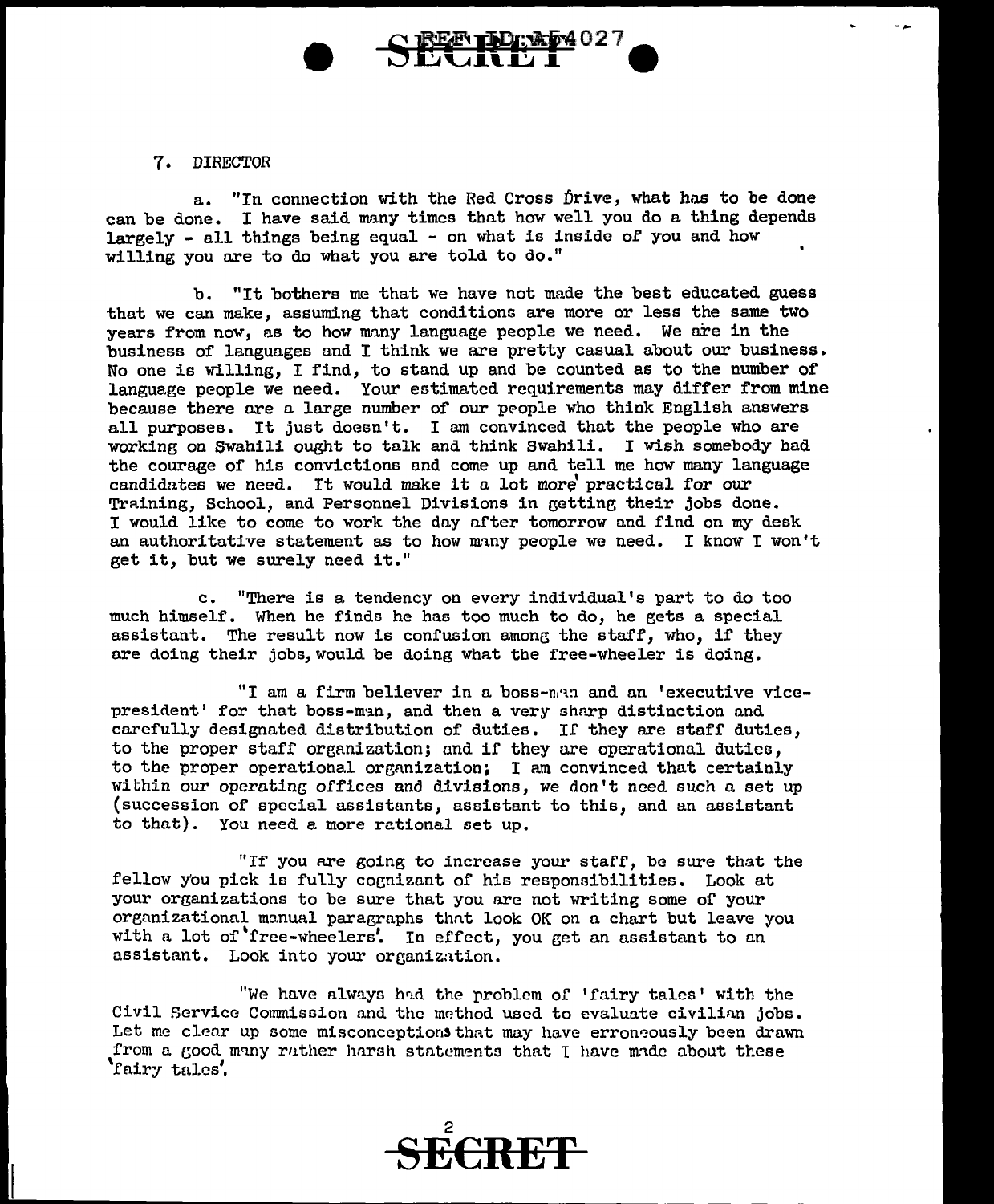7. DIRECTOR

a. "In connection with the Red Cross Drive, what has to be done can be done. I have said many times that how well you do a thing depends largely - all things being equal - on what is inside of you and how willing you are to do what you are told to do."

b. "It bothers me that we have not made the best educated guess that we can make, assuming that conditions are more or less the same two years from now, as to how many language people we need. We are in the business of languages and I think we are pretty casual about our business. No one is willing, I find, to stand up and be counted as to the number of language people we need. Your estimated requirements may differ from mine because there are a large number of our people who think English answers all purposes. It just doesn't. I am convinced that the people who are working on Swahili ought to talk and think Swahili. I wish somebody had the courage of his convictions and come up and tell me how many language candidates we need. It would make it a lot more practical for our Training, School, and Personnel Divisions in getting their jobs done. I would like to come to work the day after tomorrow and find on my desk an authoritative statement as to how many people we need. I know I won't get it, but we surely need it."

c. "There is a tendency on every individual's part to do too much himself. When he finds he has too much to do, he gets a special assistant. The result now is confusion among the staff, who, if they are doing their jobs, would be doing what the free-wheeler is doing.

"I am a firm believer in a boss-man and an 'executive vice-president' for that boss-man, and then a very sharp distinction and carefully designated distribution of duties. If they are staff duties, to the proper staff organization; and if they are operational duties, to the proper operational organization; I am convinced that certainly within our operating offices and divisions, we don't need such a set up (succession of special assistants, assistant to this, and an assistant to that). You need a more rational set up.

"If you are going to increase your staff, be sure that the fellow you pick is fully cognizant of his responsibilities. Look at your organizations to be sure that you are not writing some of your organizational manual paragraphs that look OK on a chart but leave you with a lot of 'free-wheelers'. In effect, you get an assistant to an assistant. Look into your organization.

"We have always had the problem of 'fairy tales' with the Civil Service Commission and the method used to evaluate civilian jobs. Let me clear up some misconceptions that may have erroneously been drawn from a good many rather harsh statements that I have made about these 'fairy tales'.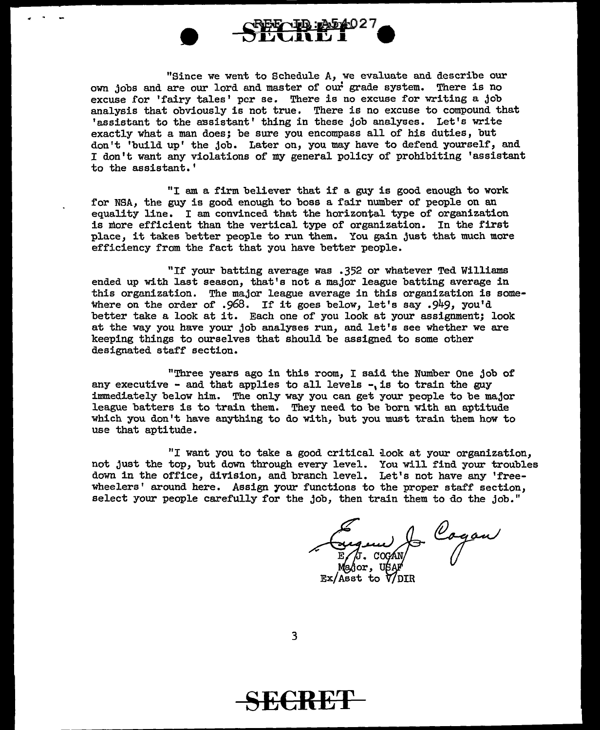"Since we went to Schedule A, we evaluate and describe our own jobs and are our lord and master of our grade system. There is no excuse for 'fairy tales' per se. There is no excuse for writing a job analysis that obviously is not true. There is no excuse to compound that 'assistant to the assistant' thing in these job analyses. Let's write exactly what a man does; be sure you encompass all of his duties, but don't 'build up' the job. Later on, you may have to defend yourself, and I don't want any violations of my general policy of prohibiting 'assistant to the assistant.'

"I am a firm believer that if a guy is good enough to work for NSA, the guy is good enough to boss a fair number of people on an equality line. I am convinced that the horizontal type of organization is more efficient than the vertical type of organization. In the first place, it takes better people to run them. You gain just that much more efficiency from the fact that you have better people.

"If your batting average was .352 or whatever Ted Williams ended up with last season, that's not a major league batting average in this organization. The major league average in this organization is somewhere on the order of .968. If it goes below, let's say .949, you'd better take a look at it. Each one of you look at your assignment; look at the way you have your job analyses run, and let's see whether we are keeping things to ourselves that should be assigned to some other designated staff section.

"Three years ago in this room, I said the Number One job of any executive - and that applies to all levels -, is to train the guy immediately below him. The only way you can get your people to be major league batters is to train them. They need to be born with an aptitude which you don't have anything to do with, but you must train them how to use that aptitude.

"I want you to take a good critical look at your organization, not just the top, but down through every level. You will find your troubles down in the office, division, and branch level. Let's not have any 'free-wheelers' around here. Assign your functions to the proper staff section, select your people carefully for the job, then train them to do the job."

Eugene J. Cogan

E. J. COGAN
Major, USAF
Ex/Asst to V/DIR